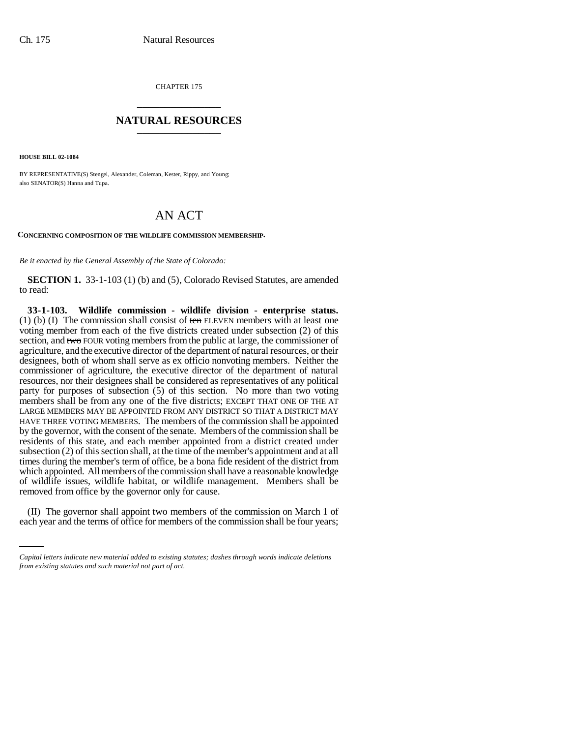CHAPTER 175

## NATURAL RESOURCES

**HOUSE BILL 02-1084**

BY REPRESENTATIVE(S) Stengel, Alexander, Coleman, Kester, Rippy, and Young;
also SENATOR(S) Hanna and Tupa.

# AN ACT

**CONCERNING COMPOSITION OF THE WILDLIFE COMMISSION MEMBERSHIP.**

*Be it enacted by the General Assembly of the State of Colorado:*

**SECTION 1.** 33-1-103 (1) (b) and (5), Colorado Revised Statutes, are amended to read:

**33-1-103. Wildlife commission - wildlife division - enterprise status.** (1) (b) (I) The commission shall consist of ~~ten~~ ELEVEN members with at least one voting member from each of the five districts created under subsection (2) of this section, and ~~two~~ FOUR voting members from the public at large, the commissioner of agriculture, and the executive director of the department of natural resources, or their designees, both of whom shall serve as ex officio nonvoting members. Neither the commissioner of agriculture, the executive director of the department of natural resources, nor their designees shall be considered as representatives of any political party for purposes of subsection (5) of this section. No more than two voting members shall be from any one of the five districts; EXCEPT THAT ONE OF THE AT LARGE MEMBERS MAY BE APPOINTED FROM ANY DISTRICT SO THAT A DISTRICT MAY HAVE THREE VOTING MEMBERS. The members of the commission shall be appointed by the governor, with the consent of the senate. Members of the commission shall be residents of this state, and each member appointed from a district created under subsection (2) of this section shall, at the time of the member's appointment and at all times during the member's term of office, be a bona fide resident of the district from which appointed. All members of the commission shall have a reasonable knowledge of wildlife issues, wildlife habitat, or wildlife management. Members shall be removed from office by the governor only for cause.

(II) The governor shall appoint two members of the commission on March 1 of each year and the terms of office for members of the commission shall be four years;

*Capital letters indicate new material added to existing statutes; dashes through words indicate deletions from existing statutes and such material not part of act.*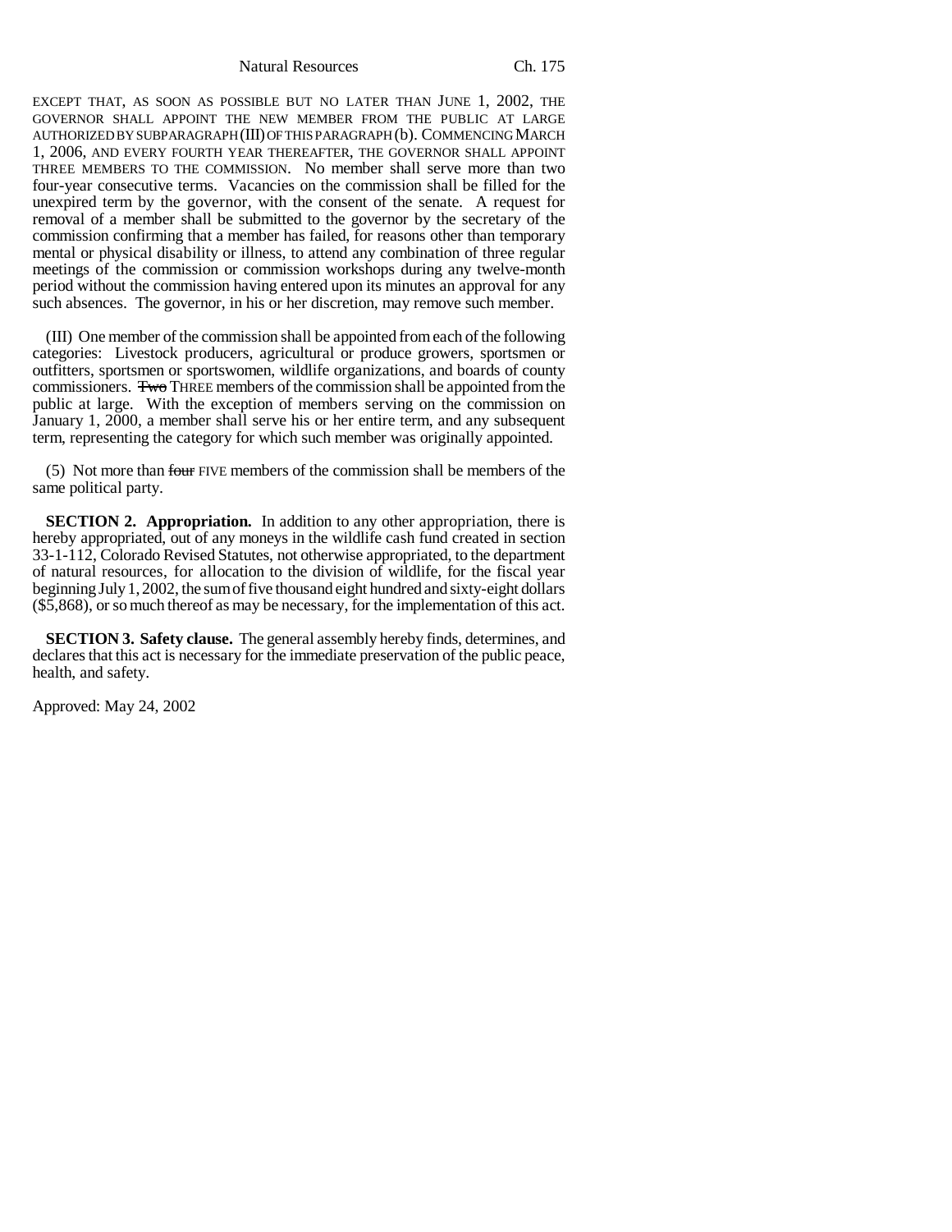EXCEPT THAT, AS SOON AS POSSIBLE BUT NO LATER THAN JUNE 1, 2002, THE GOVERNOR SHALL APPOINT THE NEW MEMBER FROM THE PUBLIC AT LARGE AUTHORIZED BY SUBPARAGRAPH (III) OF THIS PARAGRAPH (b). COMMENCING MARCH 1, 2006, AND EVERY FOURTH YEAR THEREAFTER, THE GOVERNOR SHALL APPOINT THREE MEMBERS TO THE COMMISSION. No member shall serve more than two four-year consecutive terms. Vacancies on the commission shall be filled for the unexpired term by the governor, with the consent of the senate. A request for removal of a member shall be submitted to the governor by the secretary of the commission confirming that a member has failed, for reasons other than temporary mental or physical disability or illness, to attend any combination of three regular meetings of the commission or commission workshops during any twelve-month period without the commission having entered upon its minutes an approval for any such absences. The governor, in his or her discretion, may remove such member.

(III) One member of the commission shall be appointed from each of the following categories: Livestock producers, agricultural or produce growers, sportsmen or outfitters, sportsmen or sportswomen, wildlife organizations, and boards of county commissioners. ~~Two~~ THREE members of the commission shall be appointed from the public at large. With the exception of members serving on the commission on January 1, 2000, a member shall serve his or her entire term, and any subsequent term, representing the category for which such member was originally appointed.

(5) Not more than ~~four~~ FIVE members of the commission shall be members of the same political party.

**SECTION 2. Appropriation.** In addition to any other appropriation, there is hereby appropriated, out of any moneys in the wildlife cash fund created in section 33-1-112, Colorado Revised Statutes, not otherwise appropriated, to the department of natural resources, for allocation to the division of wildlife, for the fiscal year beginning July 1, 2002, the sum of five thousand eight hundred and sixty-eight dollars ($5,868), or so much thereof as may be necessary, for the implementation of this act.

**SECTION 3. Safety clause.** The general assembly hereby finds, determines, and declares that this act is necessary for the immediate preservation of the public peace, health, and safety.

Approved: May 24, 2002